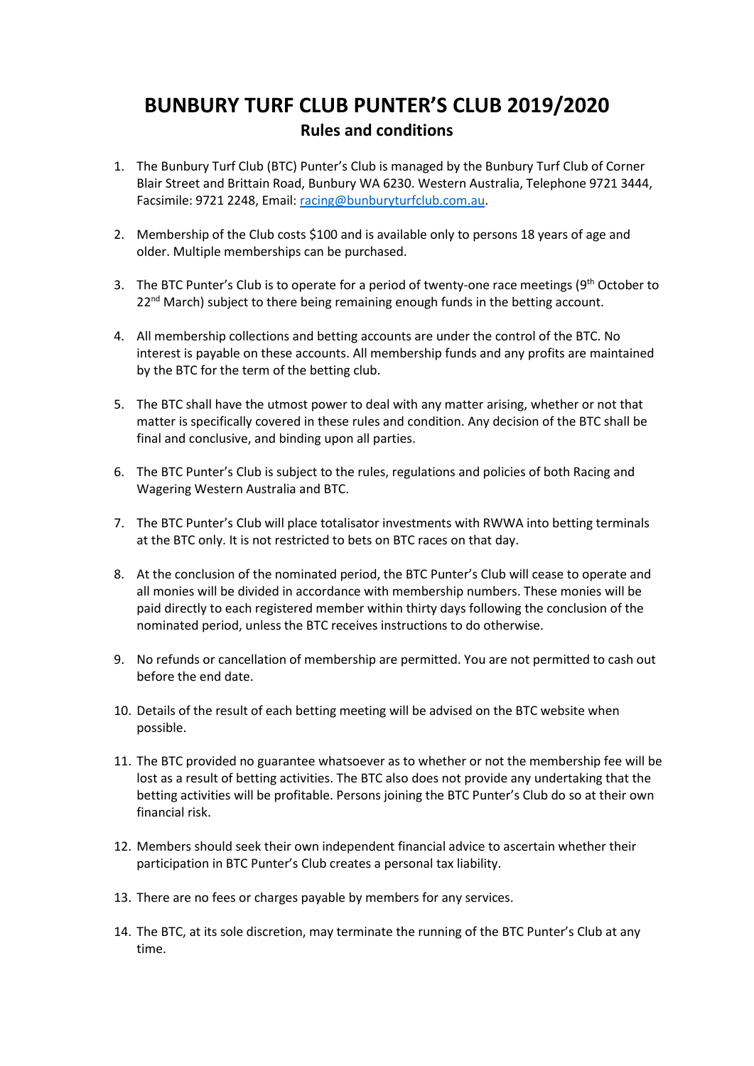# BUNBURY TURF CLUB PUNTER'S CLUB 2019/2020

## Rules and conditions

1. The Bunbury Turf Club (BTC) Punter's Club is managed by the Bunbury Turf Club of Corner Blair Street and Brittain Road, Bunbury WA 6230. Western Australia, Telephone 9721 3444, Facsimile: 9721 2248, Email: racing@bunburyturfclub.com.au.

2. Membership of the Club costs $100 and is available only to persons 18 years of age and older. Multiple memberships can be purchased.

3. The BTC Punter's Club is to operate for a period of twenty-one race meetings (9th October to 22nd March) subject to there being remaining enough funds in the betting account.

4. All membership collections and betting accounts are under the control of the BTC. No interest is payable on these accounts. All membership funds and any profits are maintained by the BTC for the term of the betting club.

5. The BTC shall have the utmost power to deal with any matter arising, whether or not that matter is specifically covered in these rules and condition. Any decision of the BTC shall be final and conclusive, and binding upon all parties.

6. The BTC Punter's Club is subject to the rules, regulations and policies of both Racing and Wagering Western Australia and BTC.

7. The BTC Punter's Club will place totalisator investments with RWWA into betting terminals at the BTC only. It is not restricted to bets on BTC races on that day.

8. At the conclusion of the nominated period, the BTC Punter's Club will cease to operate and all monies will be divided in accordance with membership numbers. These monies will be paid directly to each registered member within thirty days following the conclusion of the nominated period, unless the BTC receives instructions to do otherwise.

9. No refunds or cancellation of membership are permitted. You are not permitted to cash out before the end date.

10. Details of the result of each betting meeting will be advised on the BTC website when possible.

11. The BTC provided no guarantee whatsoever as to whether or not the membership fee will be lost as a result of betting activities. The BTC also does not provide any undertaking that the betting activities will be profitable. Persons joining the BTC Punter's Club do so at their own financial risk.

12. Members should seek their own independent financial advice to ascertain whether their participation in BTC Punter's Club creates a personal tax liability.

13. There are no fees or charges payable by members for any services.

14. The BTC, at its sole discretion, may terminate the running of the BTC Punter's Club at any time.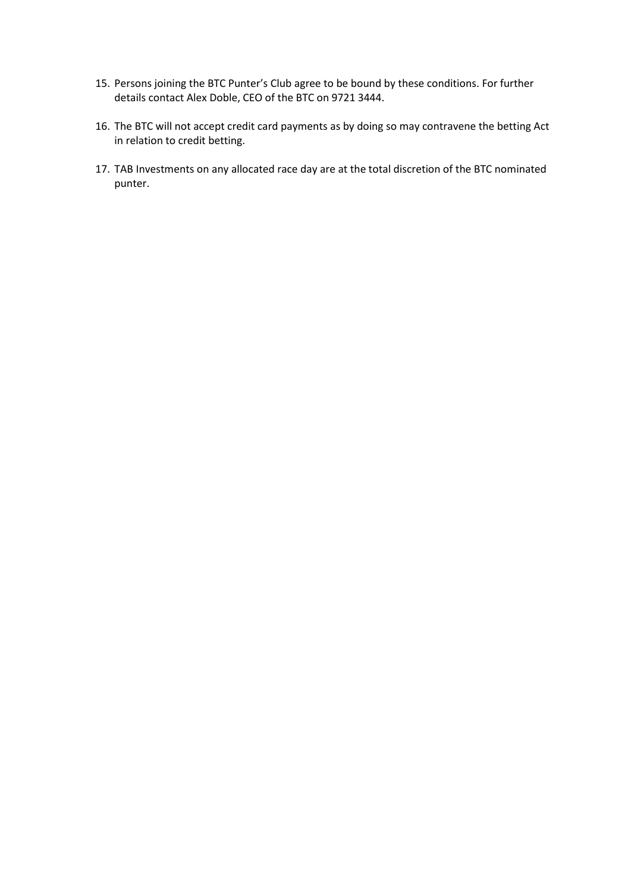15. Persons joining the BTC Punter's Club agree to be bound by these conditions. For further details contact Alex Doble, CEO of the BTC on 9721 3444.

16. The BTC will not accept credit card payments as by doing so may contravene the betting Act in relation to credit betting.

17. TAB Investments on any allocated race day are at the total discretion of the BTC nominated punter.